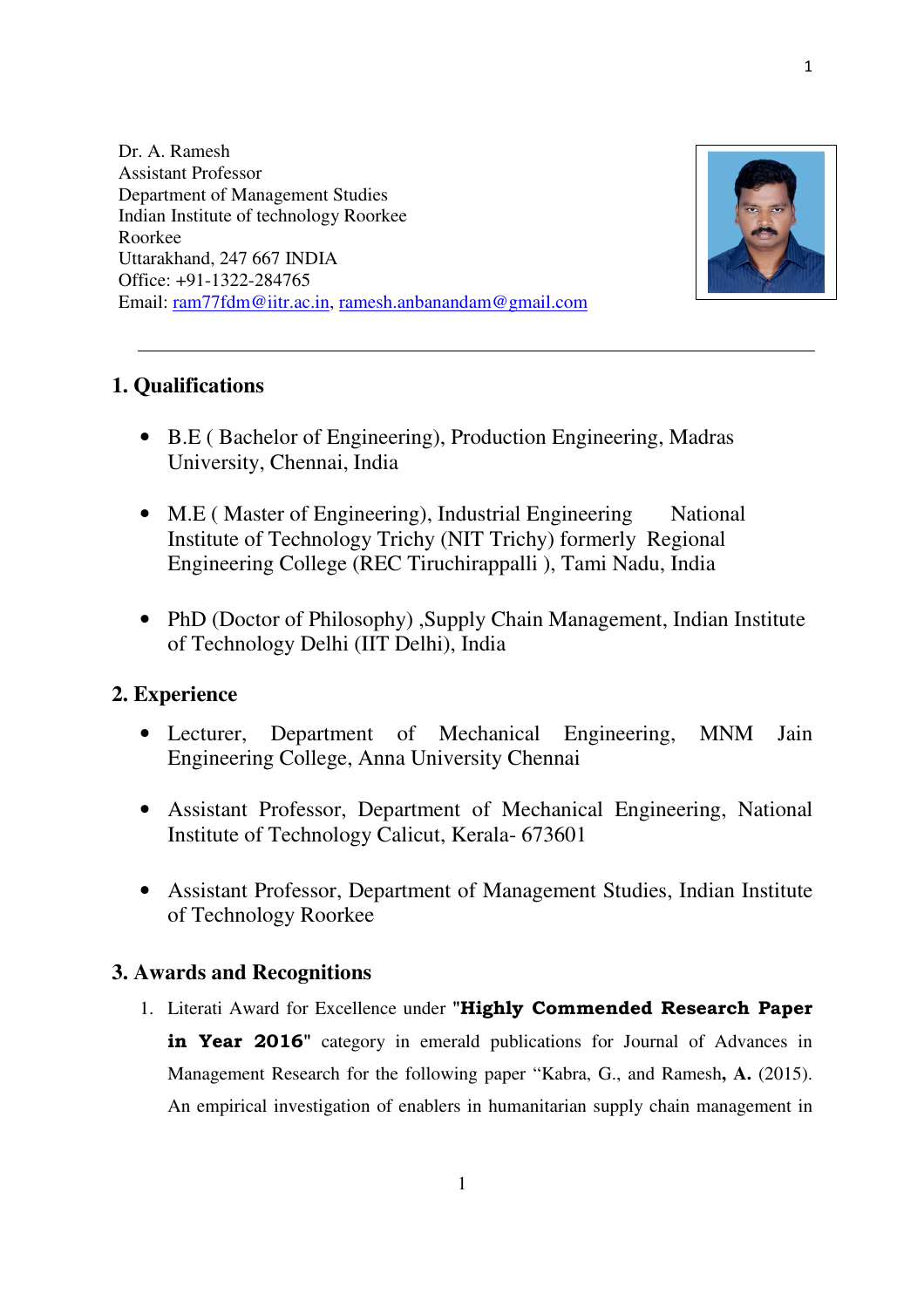Dr. A. Ramesh
Assistant Professor
Department of Management Studies
Indian Institute of technology Roorkee
Roorkee
Uttarakhand, 247 667 INDIA
Office: +91-1322-284765
Email: ram77fdm@iitr.ac.in, ramesh.anbanandam@gmail.com

---

## 1. Qualifications

- B.E ( Bachelor of Engineering), Production Engineering, Madras University, Chennai, India
- M.E ( Master of Engineering), Industrial Engineering National Institute of Technology Trichy (NIT Trichy) formerly Regional Engineering College (REC Tiruchirappalli ), Tami Nadu, India
- PhD (Doctor of Philosophy) ,Supply Chain Management, Indian Institute of Technology Delhi (IIT Delhi), India

## 2. Experience

- Lecturer, Department of Mechanical Engineering, MNM Jain Engineering College, Anna University Chennai
- Assistant Professor, Department of Mechanical Engineering, National Institute of Technology Calicut, Kerala- 673601
- Assistant Professor, Department of Management Studies, Indian Institute of Technology Roorkee

## 3. Awards and Recognitions

1. Literati Award for Excellence under "**Highly Commended Research Paper in Year 2016**" category in emerald publications for Journal of Advances in Management Research for the following paper "Kabra, G., and Ramesh**, A.** (2015). An empirical investigation of enablers in humanitarian supply chain management in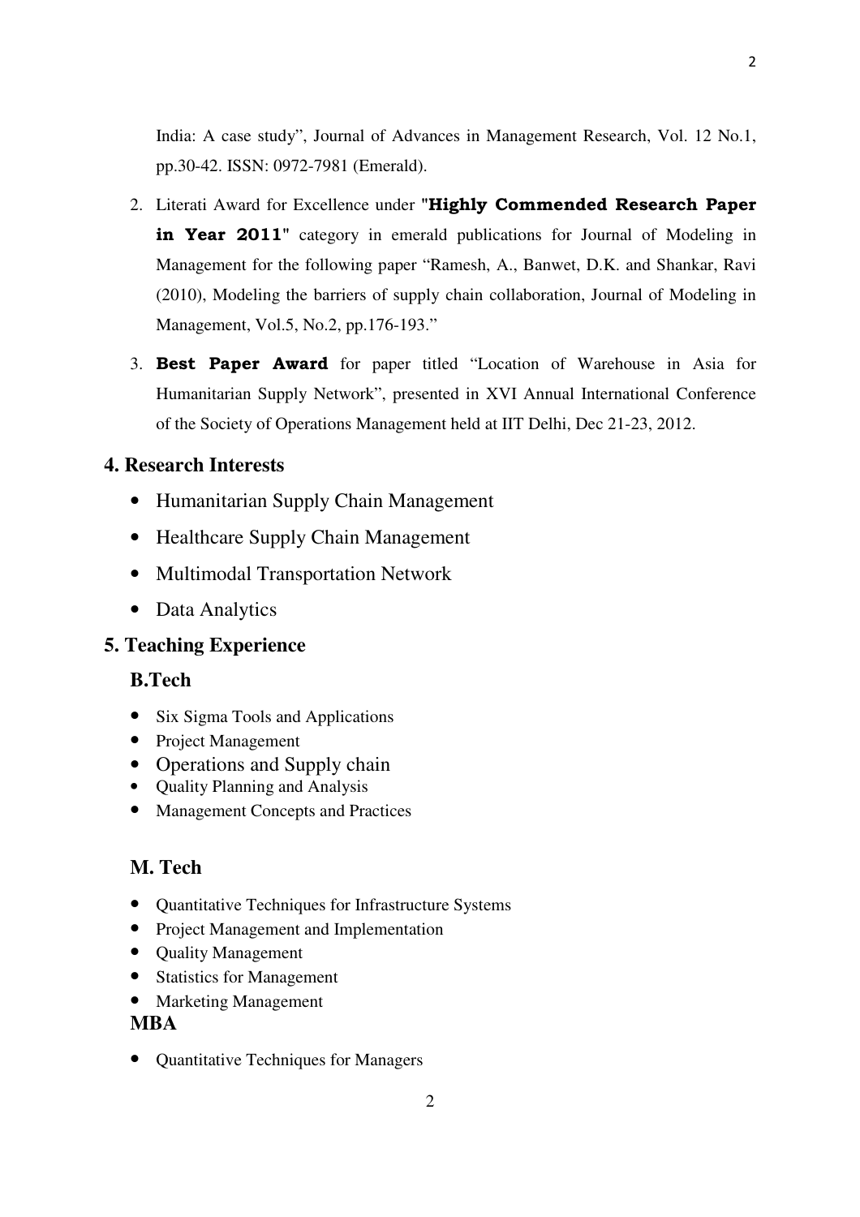India: A case study", Journal of Advances in Management Research, Vol. 12 No.1, pp.30-42. ISSN: 0972-7981 (Emerald).

2. Literati Award for Excellence under **"Highly Commended Research Paper in Year 2011"** category in emerald publications for Journal of Modeling in Management for the following paper "Ramesh, A., Banwet, D.K. and Shankar, Ravi (2010), Modeling the barriers of supply chain collaboration, Journal of Modeling in Management, Vol.5, No.2, pp.176-193."

3. **Best Paper Award** for paper titled "Location of Warehouse in Asia for Humanitarian Supply Network", presented in XVI Annual International Conference of the Society of Operations Management held at IIT Delhi, Dec 21-23, 2012.

## 4. Research Interests

- Humanitarian Supply Chain Management
- Healthcare Supply Chain Management
- Multimodal Transportation Network
- Data Analytics

## 5. Teaching Experience

### B.Tech

- Six Sigma Tools and Applications
- Project Management
- Operations and Supply chain
- Quality Planning and Analysis
- Management Concepts and Practices

### M. Tech

- Quantitative Techniques for Infrastructure Systems
- Project Management and Implementation
- Quality Management
- Statistics for Management
- Marketing Management

### MBA

- Quantitative Techniques for Managers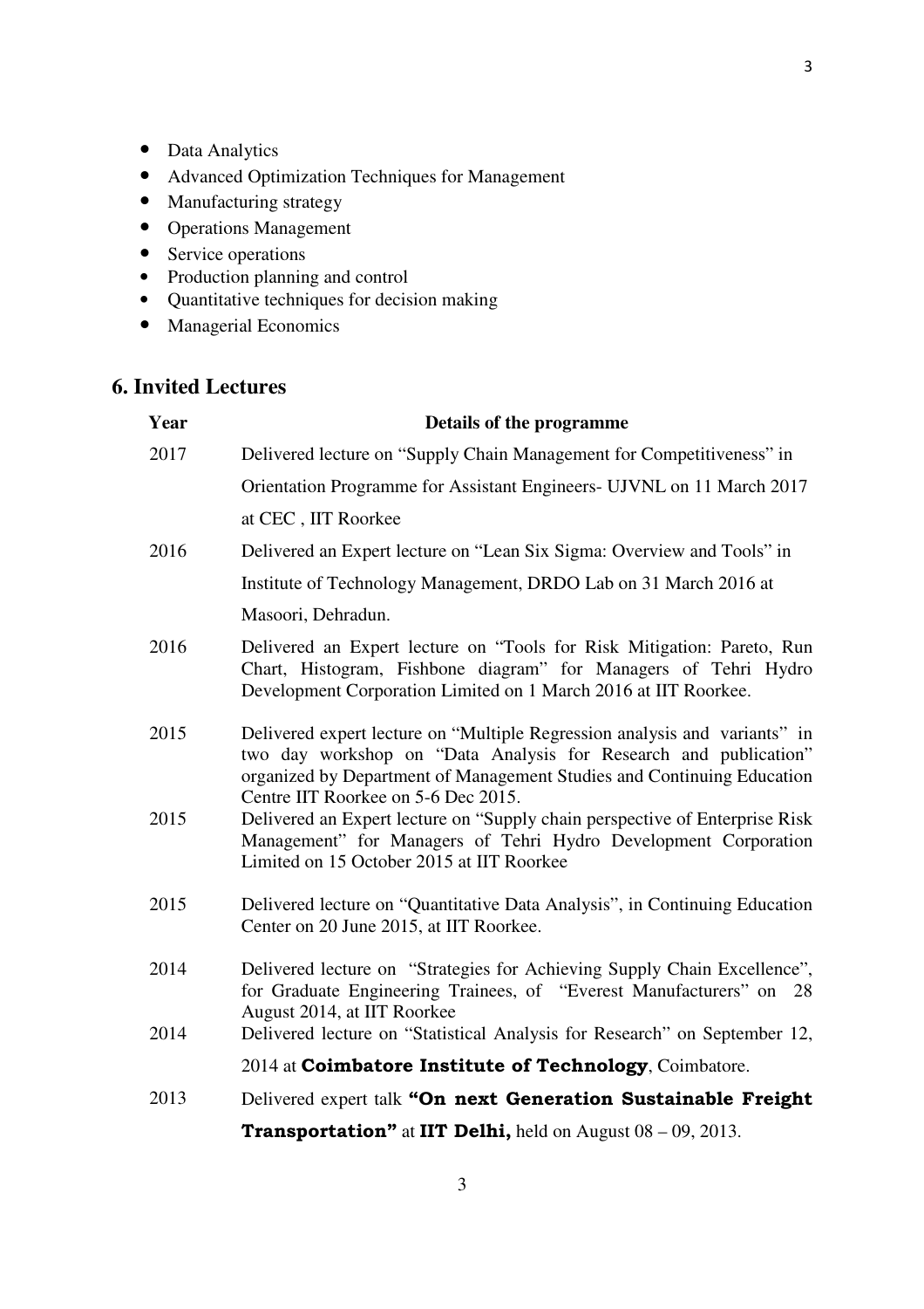- Data Analytics
- Advanced Optimization Techniques for Management
- Manufacturing strategy
- Operations Management
- Service operations
- Production planning and control
- Quantitative techniques for decision making
- Managerial Economics

## 6. Invited Lectures

| Year | Details of the programme |
|---|---|
| 2017 | Delivered lecture on "Supply Chain Management for Competitiveness" in Orientation Programme for Assistant Engineers- UJVNL on 11 March 2017 at CEC , IIT Roorkee |
| 2016 | Delivered an Expert lecture on "Lean Six Sigma: Overview and Tools" in Institute of Technology Management, DRDO Lab on 31 March 2016 at Masoori, Dehradun. |
| 2016 | Delivered an Expert lecture on "Tools for Risk Mitigation: Pareto, Run Chart, Histogram, Fishbone diagram" for Managers of Tehri Hydro Development Corporation Limited on 1 March 2016 at IIT Roorkee. |
| 2015 | Delivered expert lecture on "Multiple Regression analysis and variants" in two day workshop on "Data Analysis for Research and publication" organized by Department of Management Studies and Continuing Education Centre IIT Roorkee on 5-6 Dec 2015. |
| 2015 | Delivered an Expert lecture on "Supply chain perspective of Enterprise Risk Management" for Managers of Tehri Hydro Development Corporation Limited on 15 October 2015 at IIT Roorkee |
| 2015 | Delivered lecture on "Quantitative Data Analysis", in Continuing Education Center on 20 June 2015, at IIT Roorkee. |
| 2014 | Delivered lecture on "Strategies for Achieving Supply Chain Excellence", for Graduate Engineering Trainees, of "Everest Manufacturers" on 28 August 2014, at IIT Roorkee |
| 2014 | Delivered lecture on "Statistical Analysis for Research" on September 12, 2014 at **Coimbatore Institute of Technology**, Coimbatore. |
| 2013 | Delivered expert talk **"On next Generation Sustainable Freight Transportation"** at **IIT Delhi,** held on August 08 – 09, 2013. |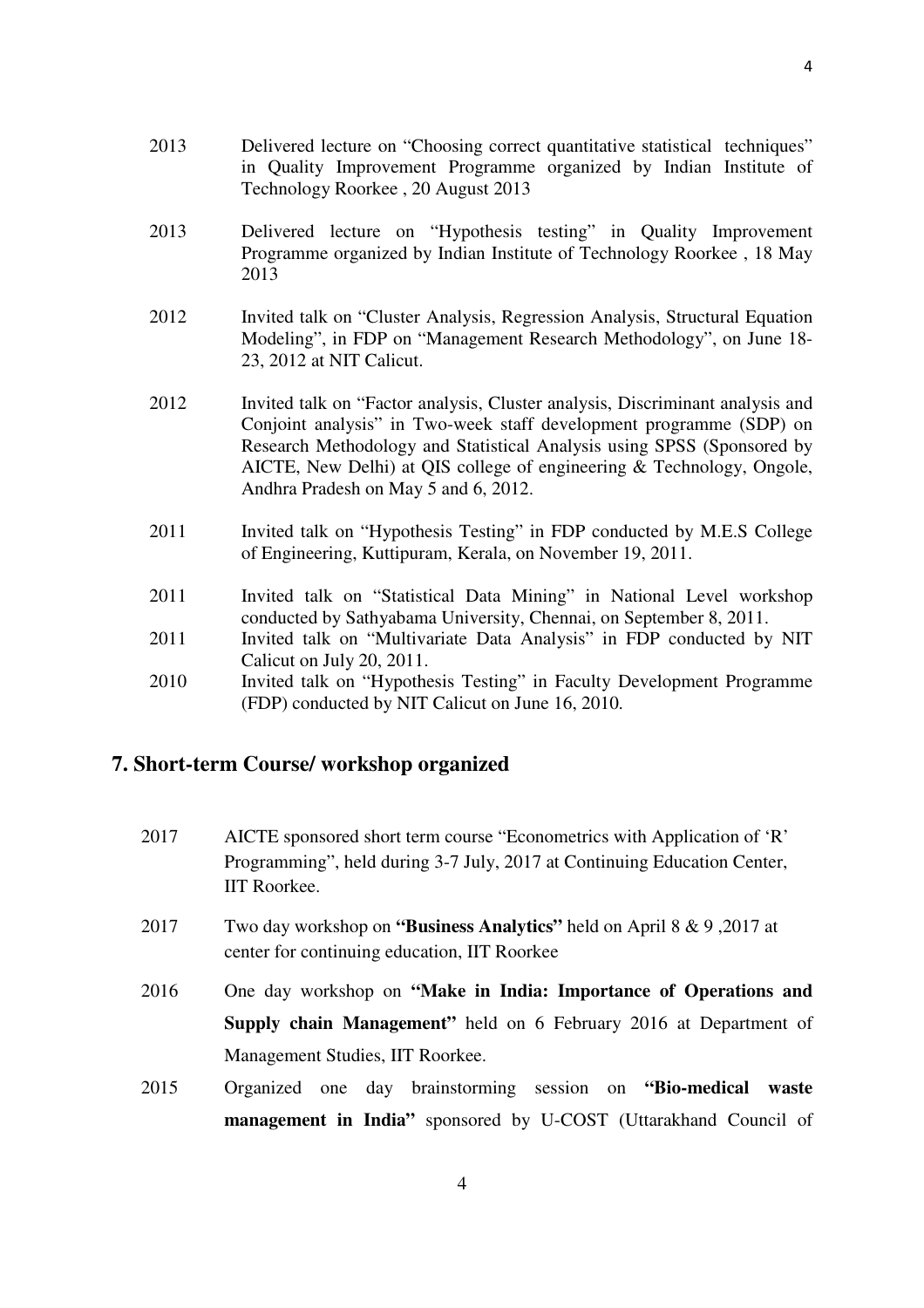2013 Delivered lecture on "Choosing correct quantitative statistical techniques" in Quality Improvement Programme organized by Indian Institute of Technology Roorkee , 20 August 2013

2013 Delivered lecture on "Hypothesis testing" in Quality Improvement Programme organized by Indian Institute of Technology Roorkee , 18 May 2013

2012 Invited talk on "Cluster Analysis, Regression Analysis, Structural Equation Modeling", in FDP on "Management Research Methodology", on June 18-23, 2012 at NIT Calicut.

2012 Invited talk on "Factor analysis, Cluster analysis, Discriminant analysis and Conjoint analysis" in Two-week staff development programme (SDP) on Research Methodology and Statistical Analysis using SPSS (Sponsored by AICTE, New Delhi) at QIS college of engineering & Technology, Ongole, Andhra Pradesh on May 5 and 6, 2012.

2011 Invited talk on "Hypothesis Testing" in FDP conducted by M.E.S College of Engineering, Kuttipuram, Kerala, on November 19, 2011.

2011 Invited talk on "Statistical Data Mining" in National Level workshop conducted by Sathyabama University, Chennai, on September 8, 2011.

2011 Invited talk on "Multivariate Data Analysis" in FDP conducted by NIT Calicut on July 20, 2011.

2010 Invited talk on "Hypothesis Testing" in Faculty Development Programme (FDP) conducted by NIT Calicut on June 16, 2010.

## 7. Short-term Course/ workshop organized

2017 AICTE sponsored short term course "Econometrics with Application of 'R' Programming", held during 3-7 July, 2017 at Continuing Education Center, IIT Roorkee.

2017 Two day workshop on **"Business Analytics"** held on April 8 & 9 ,2017 at center for continuing education, IIT Roorkee

2016 One day workshop on **"Make in India: Importance of Operations and Supply chain Management"** held on 6 February 2016 at Department of Management Studies, IIT Roorkee.

2015 Organized one day brainstorming session on **"Bio-medical waste management in India"** sponsored by U-COST (Uttarakhand Council of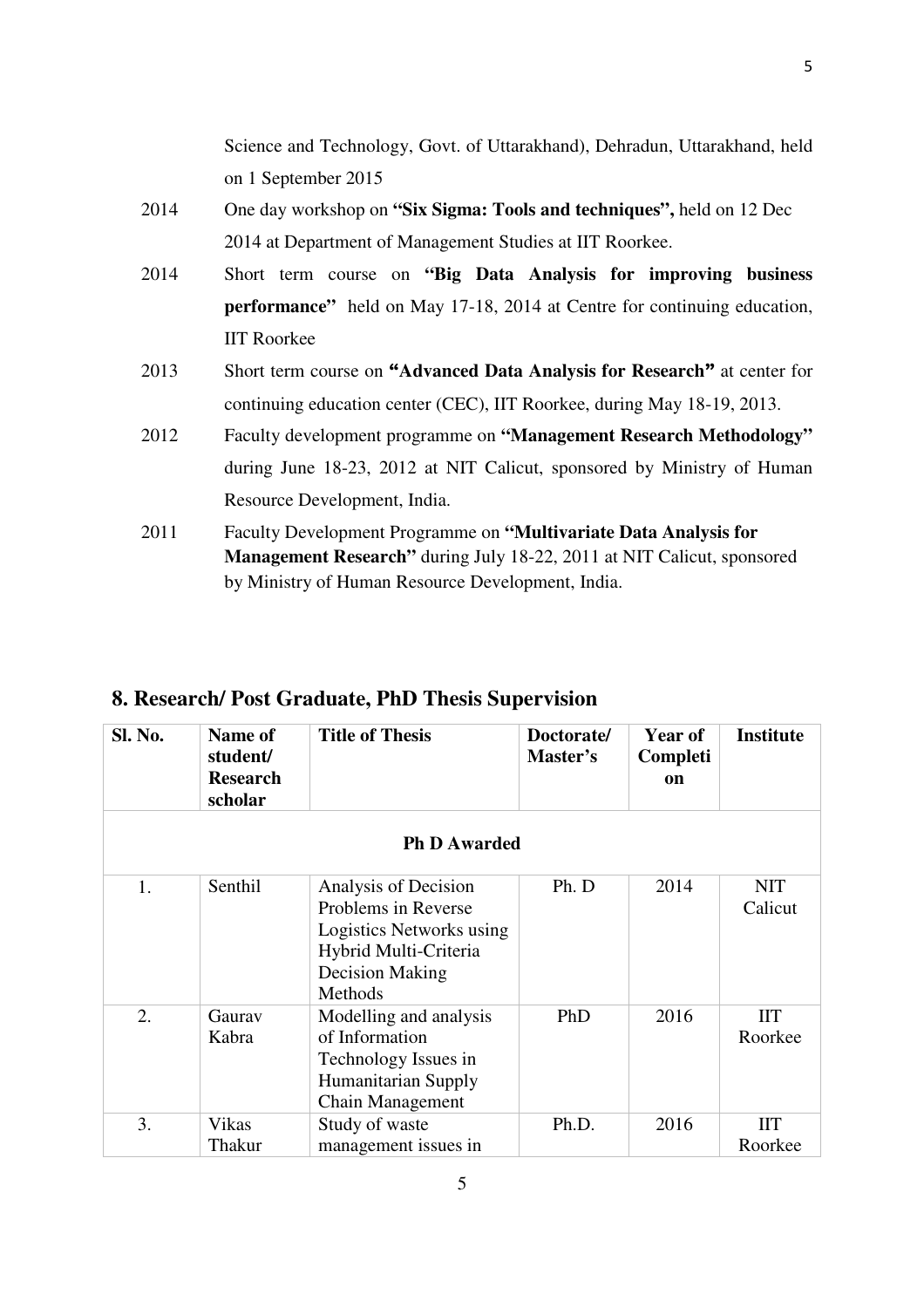Science and Technology, Govt. of Uttarakhand), Dehradun, Uttarakhand, held on 1 September 2015

2014 One day workshop on **"Six Sigma: Tools and techniques",** held on 12 Dec 2014 at Department of Management Studies at IIT Roorkee.

2014 Short term course on **"Big Data Analysis for improving business performance"** held on May 17-18, 2014 at Centre for continuing education, IIT Roorkee

2013 Short term course on **"Advanced Data Analysis for Research"** at center for continuing education center (CEC), IIT Roorkee, during May 18-19, 2013.

2012 Faculty development programme on **"Management Research Methodology"** during June 18-23, 2012 at NIT Calicut, sponsored by Ministry of Human Resource Development, India.

2011 Faculty Development Programme on **"Multivariate Data Analysis for Management Research"** during July 18-22, 2011 at NIT Calicut, sponsored by Ministry of Human Resource Development, India.

## 8. Research/ Post Graduate, PhD Thesis Supervision

| Sl. No. | Name of student/ Research scholar | Title of Thesis | Doctorate/ Master's | Year of Completion | Institute |
|---|---|---|---|---|---|
| **Ph D Awarded** | | | | | |
| 1. | Senthil | Analysis of Decision Problems in Reverse Logistics Networks using Hybrid Multi-Criteria Decision Making Methods | Ph. D | 2014 | NIT Calicut |
| 2. | Gaurav Kabra | Modelling and analysis of Information Technology Issues in Humanitarian Supply Chain Management | PhD | 2016 | IIT Roorkee |
| 3. | Vikas Thakur | Study of waste management issues in | Ph.D. | 2016 | IIT Roorkee |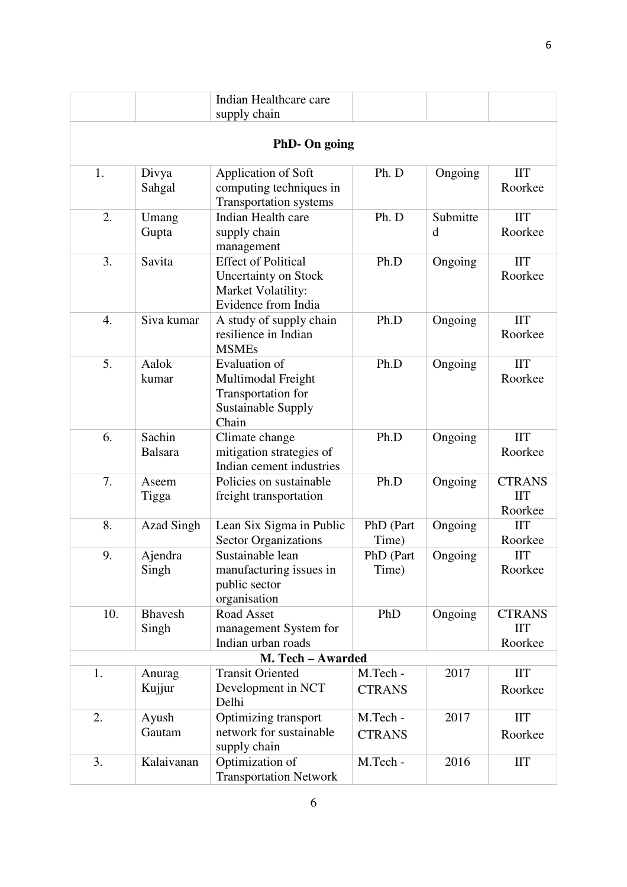|  |  | Indian Healthcare care supply chain |  |  |  |
|---|---|---|---|---|---|
| **PhD- On going** | | | | | |
| 1. | Divya Sahgal | Application of Soft computing techniques in Transportation systems | Ph. D | Ongoing | IIT Roorkee |
| 2. | Umang Gupta | Indian Health care supply chain management | Ph. D | Submitted | IIT Roorkee |
| 3. | Savita | Effect of Political Uncertainty on Stock Market Volatility: Evidence from India | Ph.D | Ongoing | IIT Roorkee |
| 4. | Siva kumar | A study of supply chain resilience in Indian MSMEs | Ph.D | Ongoing | IIT Roorkee |
| 5. | Aalok kumar | Evaluation of Multimodal Freight Transportation for Sustainable Supply Chain | Ph.D | Ongoing | IIT Roorkee |
| 6. | Sachin Balsara | Climate change mitigation strategies of Indian cement industries | Ph.D | Ongoing | IIT Roorkee |
| 7. | Aseem Tigga | Policies on sustainable freight transportation | Ph.D | Ongoing | CTRANS IIT Roorkee |
| 8. | Azad Singh | Lean Six Sigma in Public Sector Organizations | PhD (Part Time) | Ongoing | IIT Roorkee |
| 9. | Ajendra Singh | Sustainable lean manufacturing issues in public sector organisation | PhD (Part Time) | Ongoing | IIT Roorkee |
| 10. | Bhavesh Singh | Road Asset management System for Indian urban roads | PhD | Ongoing | CTRANS IIT Roorkee |
| **M. Tech – Awarded** | | | | | |
| 1. | Anurag Kujjur | Transit Oriented Development in NCT Delhi | M.Tech - CTRANS | 2017 | IIT Roorkee |
| 2. | Ayush Gautam | Optimizing transport network for sustainable supply chain | M.Tech - CTRANS | 2017 | IIT Roorkee |
| 3. | Kalaivanan | Optimization of Transportation Network | M.Tech - | 2016 | IIT |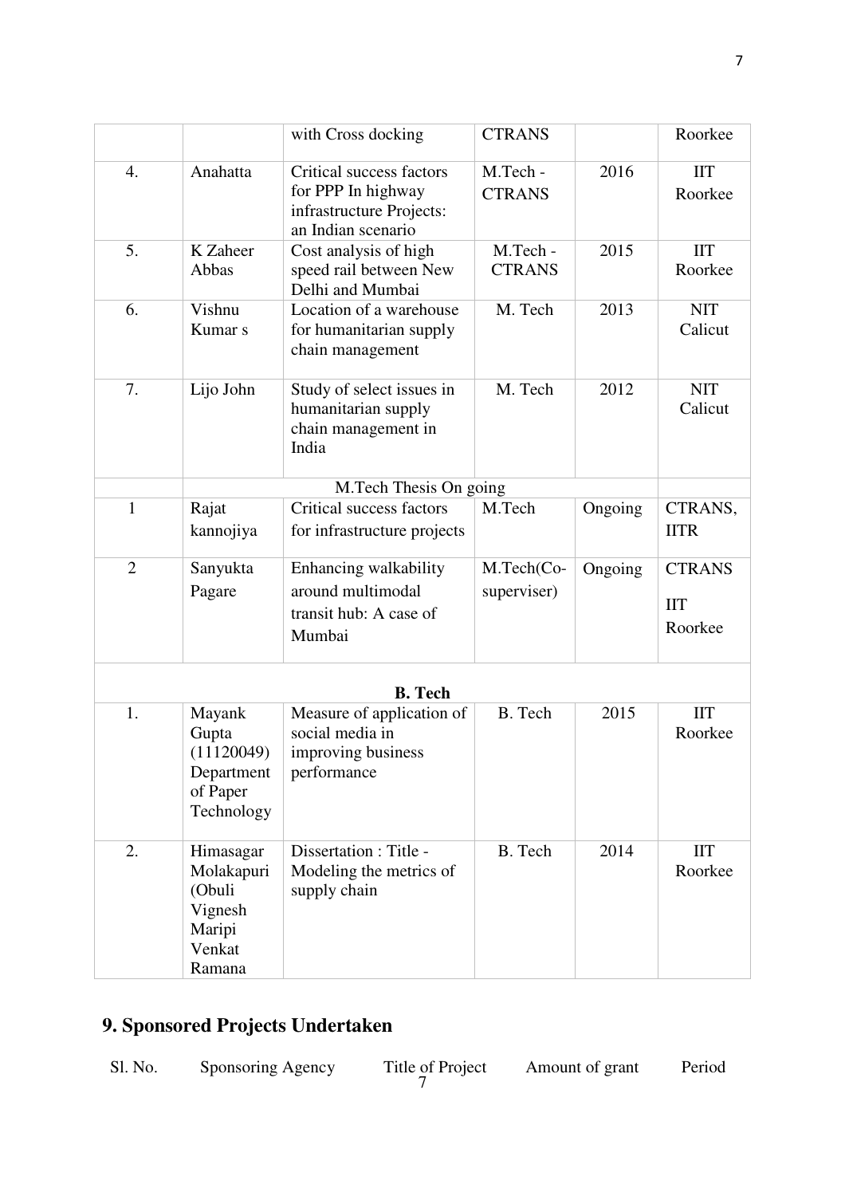|  |  | with Cross docking | CTRANS |  | Roorkee |
|---|---|---|---|---|---|
| 4. | Anahatta | Critical success factors for PPP In highway infrastructure Projects: an Indian scenario | M.Tech - CTRANS | 2016 | IIT Roorkee |
| 5. | K Zaheer Abbas | Cost analysis of high speed rail between New Delhi and Mumbai | M.Tech - CTRANS | 2015 | IIT Roorkee |
| 6. | Vishnu Kumar s | Location of a warehouse for humanitarian supply chain management | M. Tech | 2013 | NIT Calicut |
| 7. | Lijo John | Study of select issues in humanitarian supply chain management in India | M. Tech | 2012 | NIT Calicut |
|  | M.Tech Thesis On going |  |  |  |  |
| 1 | Rajat kannojiya | Critical success factors for infrastructure projects | M.Tech | Ongoing | CTRANS, IITR |
| 2 | Sanyukta Pagare | Enhancing walkability around multimodal transit hub: A case of Mumbai | M.Tech(Co-supervisor) | Ongoing | CTRANS IIT Roorkee |
|  |  | **B. Tech** |  |  |  |
| 1. | Mayank Gupta (11120049) Department of Paper Technology | Measure of application of social media in improving business performance | B. Tech | 2015 | IIT Roorkee |
| 2. | Himasagar Molakapuri (Obuli Vignesh Maripi Venkat Ramana | Dissertation : Title - Modeling the metrics of supply chain | B. Tech | 2014 | IIT Roorkee |

## 9. Sponsored Projects Undertaken

| Sl. No. | Sponsoring Agency | Title of Project | Amount of grant | Period |
|---|---|---|---|---|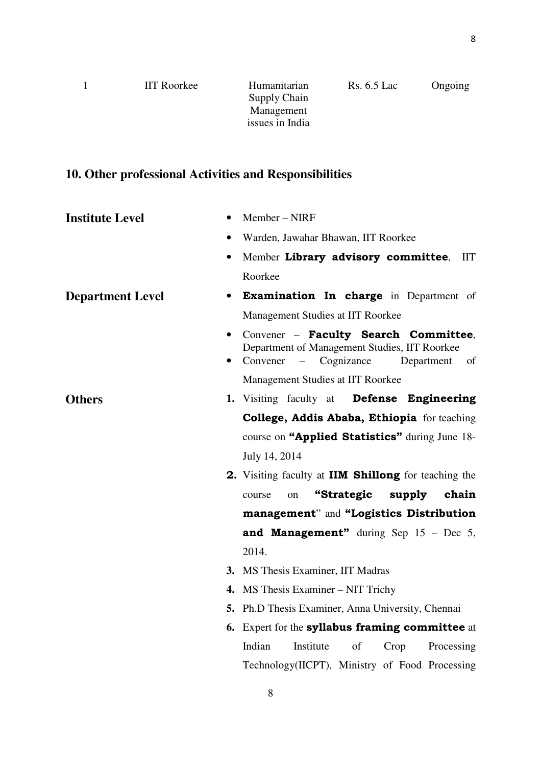| 1 | IIT Roorkee | Humanitarian Supply Chain Management issues in India | Rs. 6.5 Lac | Ongoing |
|---|---|---|---|---|

## 10. Other professional Activities and Responsibilities

**Institute Level**

- Member – NIRF
- Warden, Jawahar Bhawan, IIT Roorkee
- Member **Library advisory committee**, IIT Roorkee

**Department Level**

- **Examination In charge** in Department of Management Studies at IIT Roorkee
- Convener – **Faculty Search Committee**, Department of Management Studies, IIT Roorkee
- Convener – Cognizance Department of Management Studies at IIT Roorkee

**Others**

1. Visiting faculty at **Defense Engineering College, Addis Ababa, Ethiopia** for teaching course on **"Applied Statistics"** during June 18- July 14, 2014
2. Visiting faculty at **IIM Shillong** for teaching the course on **"Strategic supply chain management**" and **"Logistics Distribution and Management"** during Sep 15 – Dec 5, 2014.
3. MS Thesis Examiner, IIT Madras
4. MS Thesis Examiner – NIT Trichy
5. Ph.D Thesis Examiner, Anna University, Chennai
6. Expert for the **syllabus framing committee** at Indian Institute of Crop Processing Technology(IICPT), Ministry of Food Processing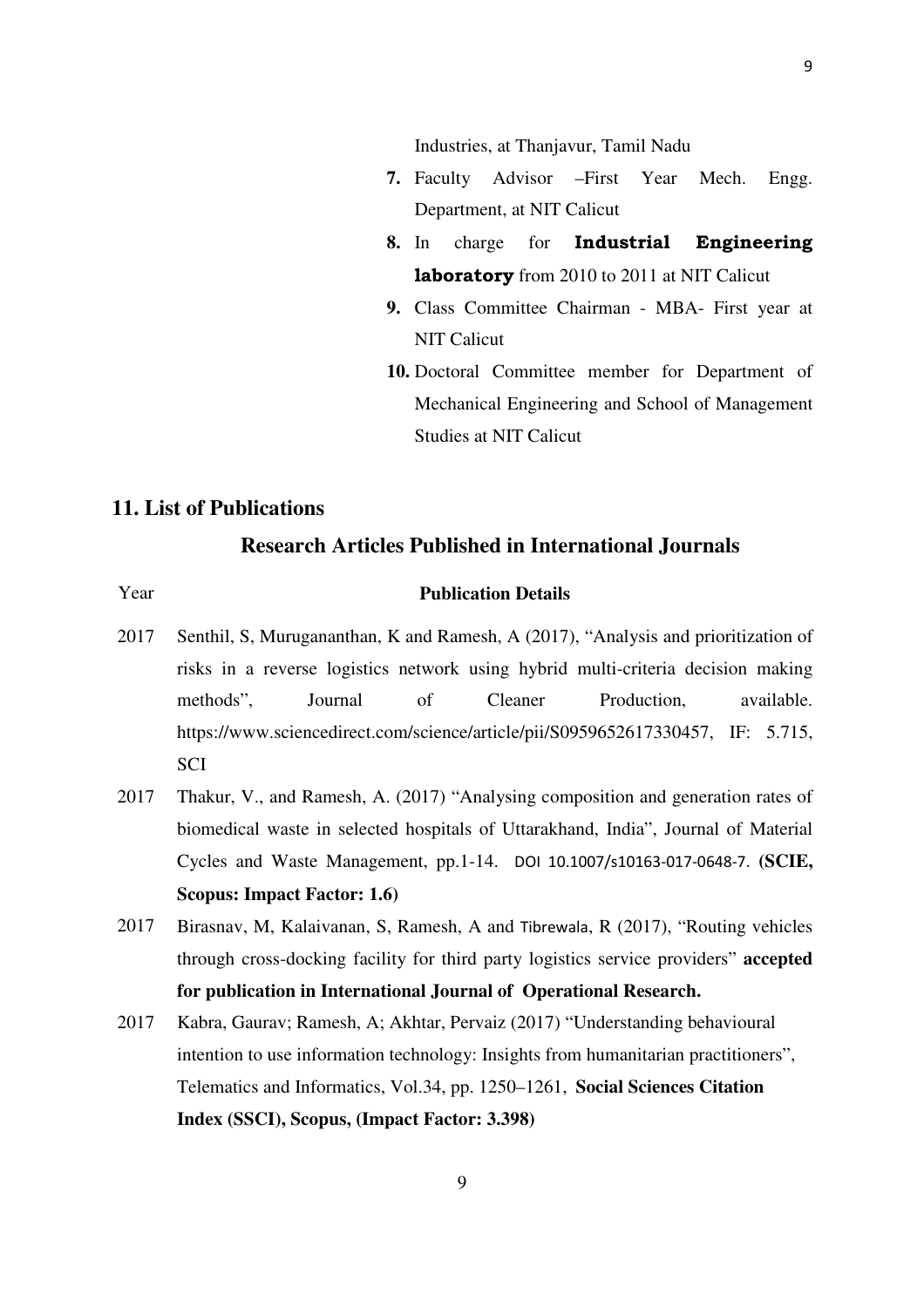Industries, at Thanjavur, Tamil Nadu

7. Faculty Advisor –First Year Mech. Engg. Department, at NIT Calicut
8. In charge for **Industrial Engineering laboratory** from 2010 to 2011 at NIT Calicut
9. Class Committee Chairman - MBA- First year at NIT Calicut
10. Doctoral Committee member for Department of Mechanical Engineering and School of Management Studies at NIT Calicut

## 11. List of Publications

### Research Articles Published in International Journals

| Year | **Publication Details** |
|---|---|
| 2017 | Senthil, S, Murugananthan, K and Ramesh, A (2017), "Analysis and prioritization of risks in a reverse logistics network using hybrid multi-criteria decision making methods", Journal of Cleaner Production, available. https://www.sciencedirect.com/science/article/pii/S0959652617330457, IF: 5.715, SCI |
| 2017 | Thakur, V., and Ramesh, A. (2017) "Analysing composition and generation rates of biomedical waste in selected hospitals of Uttarakhand, India", Journal of Material Cycles and Waste Management, pp.1-14. DOI 10.1007/s10163-017-0648-7. **(SCIE, Scopus: Impact Factor: 1.6)** |
| 2017 | Birasnav, M, Kalaivanan, S, Ramesh, A and Tibrewala, R (2017), "Routing vehicles through cross-docking facility for third party logistics service providers" **accepted for publication in International Journal of Operational Research.** |
| 2017 | Kabra, Gaurav; Ramesh, A; Akhtar, Pervaiz (2017) "Understanding behavioural intention to use information technology: Insights from humanitarian practitioners", Telematics and Informatics, Vol.34, pp. 1250–1261, **Social Sciences Citation Index (SSCI), Scopus, (Impact Factor: 3.398)** |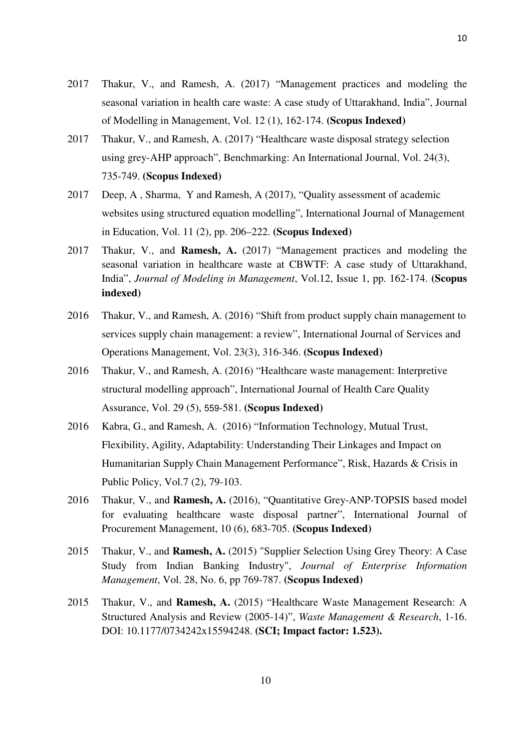2017 Thakur, V., and Ramesh, A. (2017) "Management practices and modeling the seasonal variation in health care waste: A case study of Uttarakhand, India", Journal of Modelling in Management, Vol. 12 (1), 162-174. **(Scopus Indexed)**

2017 Thakur, V., and Ramesh, A. (2017) "Healthcare waste disposal strategy selection using grey-AHP approach", Benchmarking: An International Journal, Vol. 24(3), 735-749. **(Scopus Indexed)**

2017 Deep, A , Sharma, Y and Ramesh, A (2017), "Quality assessment of academic websites using structured equation modelling", International Journal of Management in Education, Vol. 11 (2), pp. 206–222. **(Scopus Indexed)**

2017 Thakur, V., and **Ramesh, A.** (2017) "Management practices and modeling the seasonal variation in healthcare waste at CBWTF: A case study of Uttarakhand, India", *Journal of Modeling in Management*, Vol.12, Issue 1, pp. 162-174. **(Scopus indexed)**

2016 Thakur, V., and Ramesh, A. (2016) "Shift from product supply chain management to services supply chain management: a review", International Journal of Services and Operations Management, Vol. 23(3), 316-346. **(Scopus Indexed)**

2016 Thakur, V., and Ramesh, A. (2016) "Healthcare waste management: Interpretive structural modelling approach", International Journal of Health Care Quality Assurance, Vol. 29 (5), 559-581. **(Scopus Indexed)**

2016 Kabra, G., and Ramesh, A. (2016) "Information Technology, Mutual Trust, Flexibility, Agility, Adaptability: Understanding Their Linkages and Impact on Humanitarian Supply Chain Management Performance", Risk, Hazards & Crisis in Public Policy, Vol.7 (2), 79-103.

2016 Thakur, V., and **Ramesh, A.** (2016), "Quantitative Grey-ANP-TOPSIS based model for evaluating healthcare waste disposal partner", International Journal of Procurement Management, 10 (6), 683-705. **(Scopus Indexed)**

2015 Thakur, V., and **Ramesh, A.** (2015) "Supplier Selection Using Grey Theory: A Case Study from Indian Banking Industry", *Journal of Enterprise Information Management*, Vol. 28, No. 6, pp 769-787. **(Scopus Indexed)**

2015 Thakur, V., and **Ramesh, A.** (2015) "Healthcare Waste Management Research: A Structured Analysis and Review (2005-14)", *Waste Management & Research*, 1-16. DOI: 10.1177/0734242x15594248. **(SCI; Impact factor: 1.523).**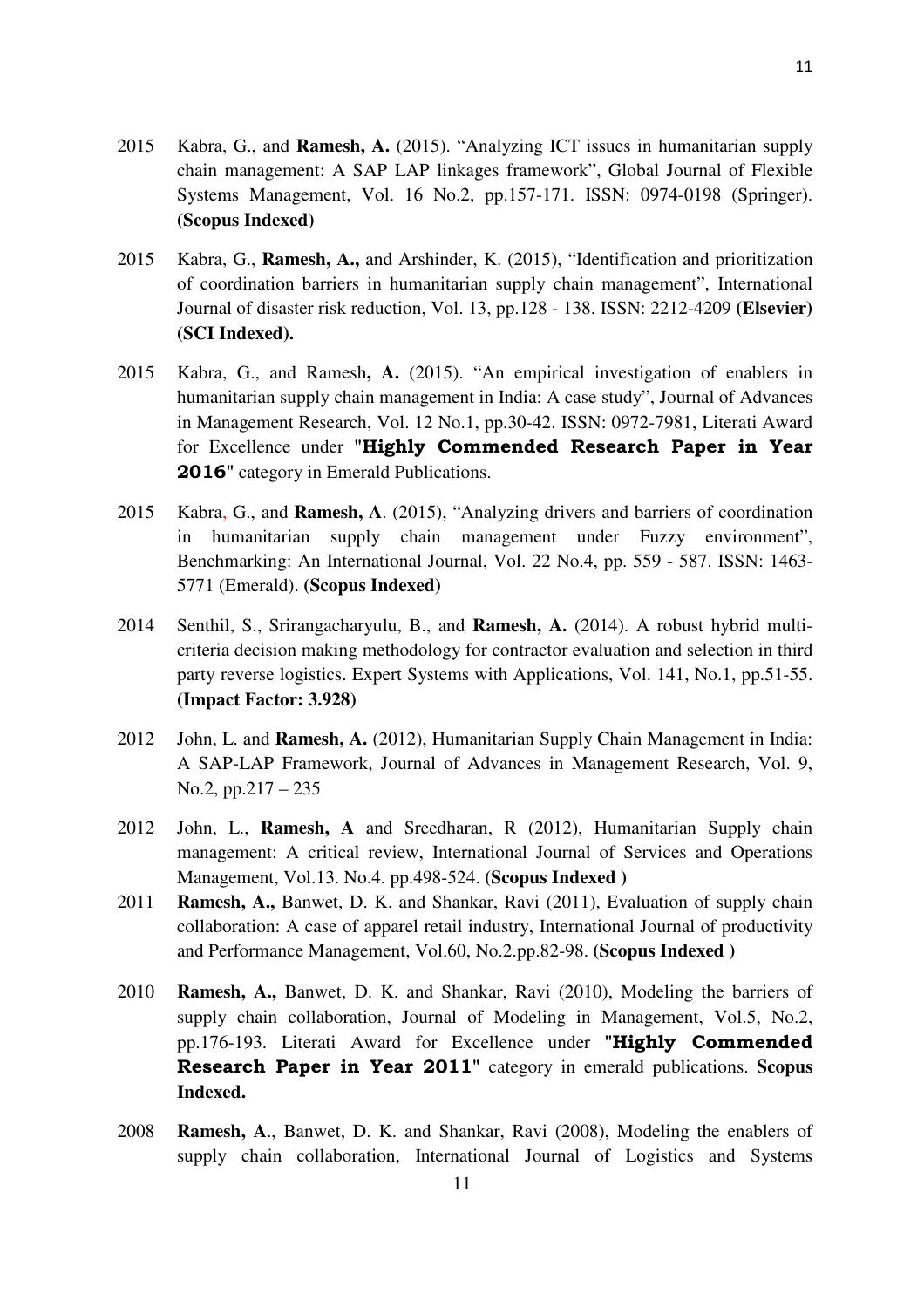2015 Kabra, G., and **Ramesh, A.** (2015). "Analyzing ICT issues in humanitarian supply chain management: A SAP LAP linkages framework", Global Journal of Flexible Systems Management, Vol. 16 No.2, pp.157-171. ISSN: 0974-0198 (Springer). **(Scopus Indexed)**

2015 Kabra, G., **Ramesh, A.,** and Arshinder, K. (2015), "Identification and prioritization of coordination barriers in humanitarian supply chain management", International Journal of disaster risk reduction, Vol. 13, pp.128 - 138. ISSN: 2212-4209 **(Elsevier) (SCI Indexed).**

2015 Kabra, G., and Ramesh**, A.** (2015). "An empirical investigation of enablers in humanitarian supply chain management in India: A case study", Journal of Advances in Management Research, Vol. 12 No.1, pp.30-42. ISSN: 0972-7981, Literati Award for Excellence under "**Highly Commended Research Paper in Year 2016**" category in Emerald Publications.

2015 Kabra, G., and **Ramesh, A**. (2015), "Analyzing drivers and barriers of coordination in humanitarian supply chain management under Fuzzy environment", Benchmarking: An International Journal, Vol. 22 No.4, pp. 559 - 587. ISSN: 1463-5771 (Emerald). **(Scopus Indexed)**

2014 Senthil, S., Srirangacharyulu, B., and **Ramesh, A.** (2014). A robust hybrid multi-criteria decision making methodology for contractor evaluation and selection in third party reverse logistics. Expert Systems with Applications, Vol. 141, No.1, pp.51-55. **(Impact Factor: 3.928)**

2012 John, L. and **Ramesh, A.** (2012), Humanitarian Supply Chain Management in India: A SAP-LAP Framework, Journal of Advances in Management Research, Vol. 9, No.2, pp.217 – 235

2012 John, L., **Ramesh, A** and Sreedharan, R (2012), Humanitarian Supply chain management: A critical review, International Journal of Services and Operations Management, Vol.13. No.4. pp.498-524. **(Scopus Indexed )**

2011 **Ramesh, A.,** Banwet, D. K. and Shankar, Ravi (2011), Evaluation of supply chain collaboration: A case of apparel retail industry, International Journal of productivity and Performance Management, Vol.60, No.2.pp.82-98. **(Scopus Indexed )**

2010 **Ramesh, A.,** Banwet, D. K. and Shankar, Ravi (2010), Modeling the barriers of supply chain collaboration, Journal of Modeling in Management, Vol.5, No.2, pp.176-193. Literati Award for Excellence under "**Highly Commended Research Paper in Year 2011**" category in emerald publications. **Scopus Indexed.**

2008 **Ramesh, A**., Banwet, D. K. and Shankar, Ravi (2008), Modeling the enablers of supply chain collaboration, International Journal of Logistics and Systems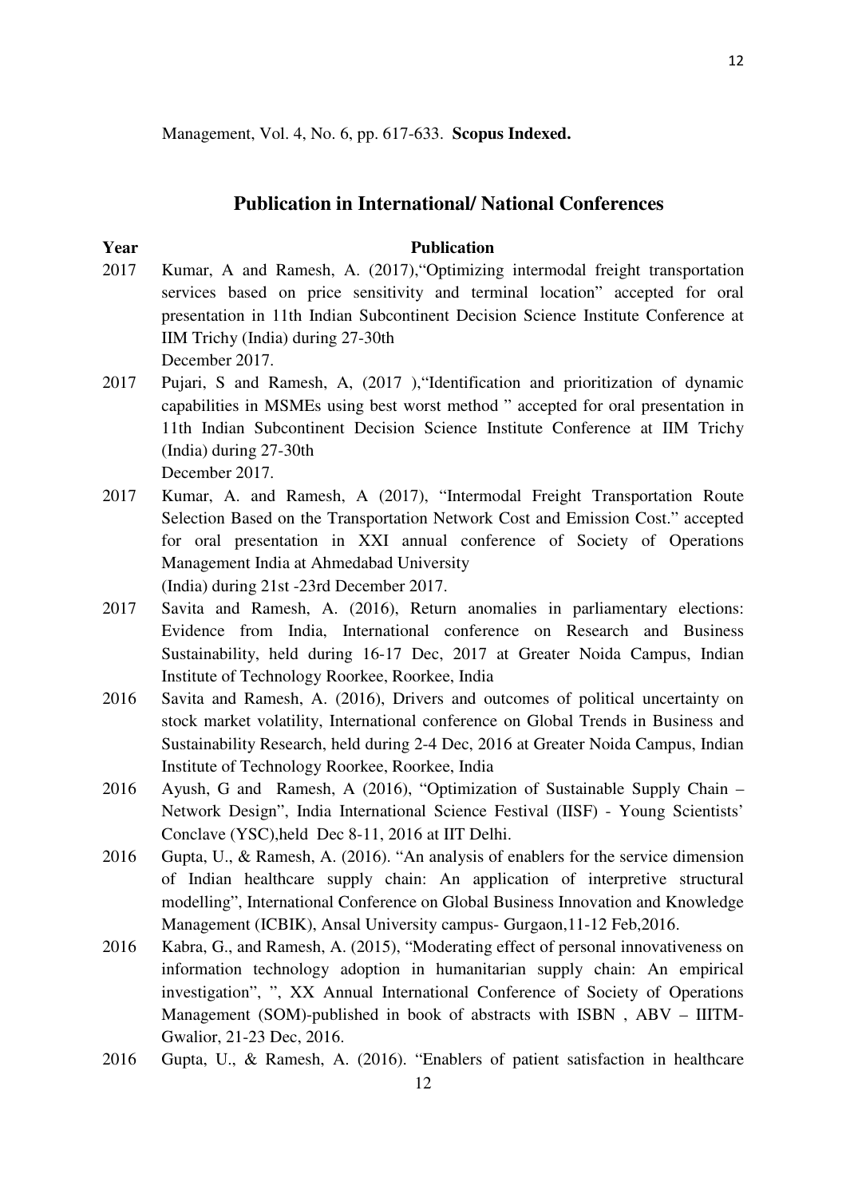Management, Vol. 4, No. 6, pp. 617-633. **Scopus Indexed.**

## Publication in International/ National Conferences

| Year | Publication |
| --- | --- |
| 2017 | Kumar, A and Ramesh, A. (2017),"Optimizing intermodal freight transportation services based on price sensitivity and terminal location" accepted for oral presentation in 11th Indian Subcontinent Decision Science Institute Conference at IIM Trichy (India) during 27-30th December 2017. |
| 2017 | Pujari, S and Ramesh, A, (2017 ),"Identification and prioritization of dynamic capabilities in MSMEs using best worst method " accepted for oral presentation in 11th Indian Subcontinent Decision Science Institute Conference at IIM Trichy (India) during 27-30th December 2017. |
| 2017 | Kumar, A. and Ramesh, A (2017), "Intermodal Freight Transportation Route Selection Based on the Transportation Network Cost and Emission Cost." accepted for oral presentation in XXI annual conference of Society of Operations Management India at Ahmedabad University (India) during 21st -23rd December 2017. |
| 2017 | Savita and Ramesh, A. (2016), Return anomalies in parliamentary elections: Evidence from India, International conference on Research and Business Sustainability, held during 16-17 Dec, 2017 at Greater Noida Campus, Indian Institute of Technology Roorkee, Roorkee, India |
| 2016 | Savita and Ramesh, A. (2016), Drivers and outcomes of political uncertainty on stock market volatility, International conference on Global Trends in Business and Sustainability Research, held during 2-4 Dec, 2016 at Greater Noida Campus, Indian Institute of Technology Roorkee, Roorkee, India |
| 2016 | Ayush, G and Ramesh, A (2016), "Optimization of Sustainable Supply Chain – Network Design", India International Science Festival (IISF) - Young Scientists' Conclave (YSC),held Dec 8-11, 2016 at IIT Delhi. |
| 2016 | Gupta, U., & Ramesh, A. (2016). "An analysis of enablers for the service dimension of Indian healthcare supply chain: An application of interpretive structural modelling", International Conference on Global Business Innovation and Knowledge Management (ICBIK), Ansal University campus- Gurgaon,11-12 Feb,2016. |
| 2016 | Kabra, G., and Ramesh, A. (2015), "Moderating effect of personal innovativeness on information technology adoption in humanitarian supply chain: An empirical investigation", ", XX Annual International Conference of Society of Operations Management (SOM)-published in book of abstracts with ISBN , ABV – IIITM-Gwalior, 21-23 Dec, 2016. |
| 2016 | Gupta, U., & Ramesh, A. (2016). "Enablers of patient satisfaction in healthcare |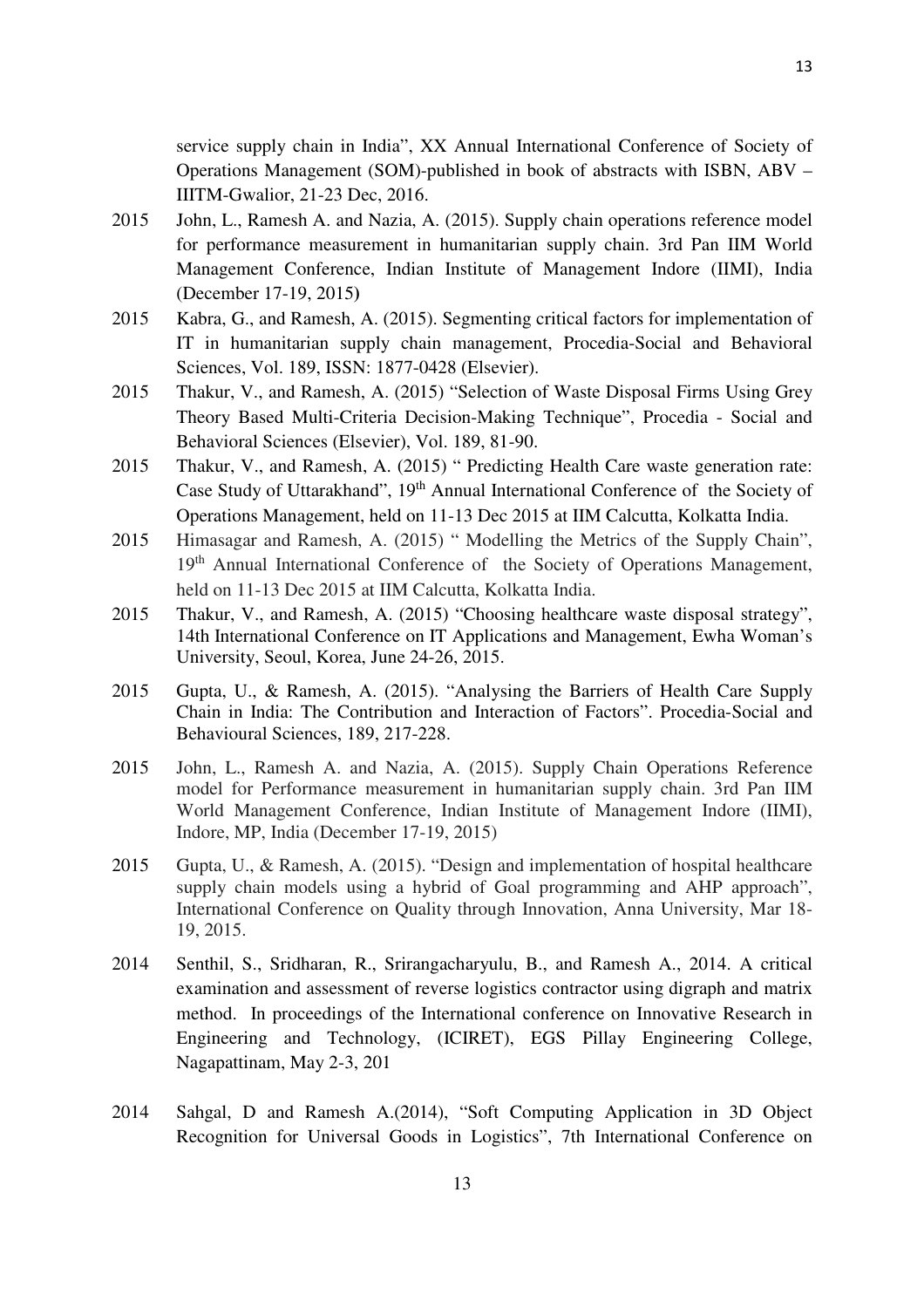service supply chain in India", XX Annual International Conference of Society of Operations Management (SOM)-published in book of abstracts with ISBN, ABV – IIITM-Gwalior, 21-23 Dec, 2016.

2015 John, L., Ramesh A. and Nazia, A. (2015). Supply chain operations reference model for performance measurement in humanitarian supply chain. 3rd Pan IIM World Management Conference, Indian Institute of Management Indore (IIMI), India (December 17-19, 2015**)**

2015 Kabra, G., and Ramesh, A. (2015). Segmenting critical factors for implementation of IT in humanitarian supply chain management, Procedia-Social and Behavioral Sciences, Vol. 189, ISSN: 1877-0428 (Elsevier).

2015 Thakur, V., and Ramesh, A. (2015) "Selection of Waste Disposal Firms Using Grey Theory Based Multi-Criteria Decision-Making Technique", Procedia - Social and Behavioral Sciences (Elsevier), Vol. 189, 81-90.

2015 Thakur, V., and Ramesh, A. (2015) " Predicting Health Care waste generation rate: Case Study of Uttarakhand", 19th Annual International Conference of the Society of Operations Management, held on 11-13 Dec 2015 at IIM Calcutta, Kolkatta India.

2015 Himasagar and Ramesh, A. (2015) " Modelling the Metrics of the Supply Chain", 19th Annual International Conference of the Society of Operations Management, held on 11-13 Dec 2015 at IIM Calcutta, Kolkatta India.

2015 Thakur, V., and Ramesh, A. (2015) "Choosing healthcare waste disposal strategy", 14th International Conference on IT Applications and Management, Ewha Woman's University, Seoul, Korea, June 24-26, 2015.

2015 Gupta, U., & Ramesh, A. (2015). "Analysing the Barriers of Health Care Supply Chain in India: The Contribution and Interaction of Factors". Procedia-Social and Behavioural Sciences, 189, 217-228.

2015 John, L., Ramesh A. and Nazia, A. (2015). Supply Chain Operations Reference model for Performance measurement in humanitarian supply chain. 3rd Pan IIM World Management Conference, Indian Institute of Management Indore (IIMI), Indore, MP, India (December 17-19, 2015)

2015 Gupta, U., & Ramesh, A. (2015). "Design and implementation of hospital healthcare supply chain models using a hybrid of Goal programming and AHP approach", International Conference on Quality through Innovation, Anna University, Mar 18-19, 2015.

2014 Senthil, S., Sridharan, R., Srirangacharyulu, B., and Ramesh A., 2014. A critical examination and assessment of reverse logistics contractor using digraph and matrix method. In proceedings of the International conference on Innovative Research in Engineering and Technology, (ICIRET), EGS Pillay Engineering College, Nagapattinam, May 2-3, 201

2014 Sahgal, D and Ramesh A.(2014), "Soft Computing Application in 3D Object Recognition for Universal Goods in Logistics", 7th International Conference on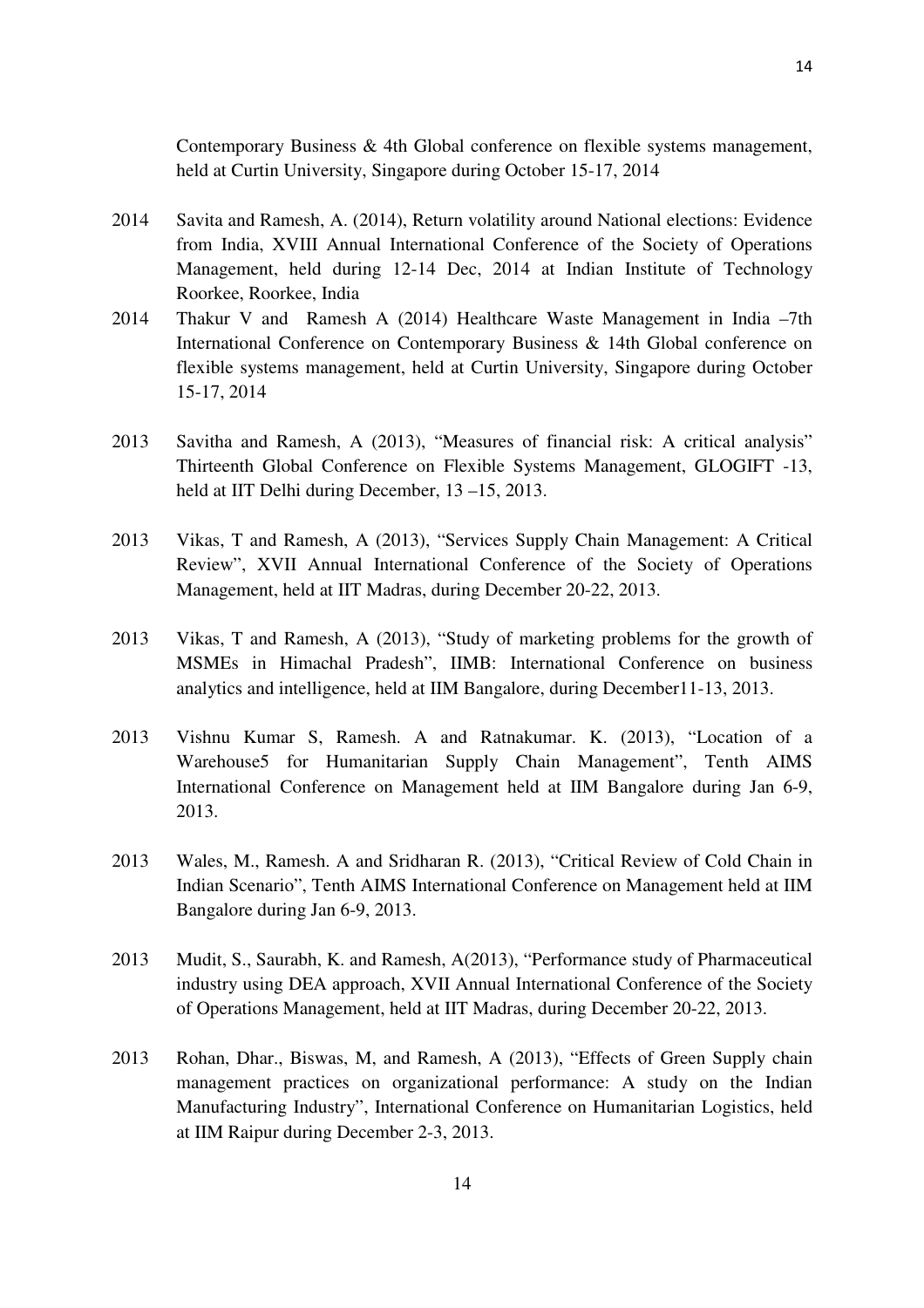Contemporary Business & 4th Global conference on flexible systems management, held at Curtin University, Singapore during October 15-17, 2014

2014 Savita and Ramesh, A. (2014), Return volatility around National elections: Evidence from India, XVIII Annual International Conference of the Society of Operations Management, held during 12-14 Dec, 2014 at Indian Institute of Technology Roorkee, Roorkee, India

2014 Thakur V and Ramesh A (2014) Healthcare Waste Management in India –7th International Conference on Contemporary Business & 14th Global conference on flexible systems management, held at Curtin University, Singapore during October 15-17, 2014

2013 Savitha and Ramesh, A (2013), "Measures of financial risk: A critical analysis" Thirteenth Global Conference on Flexible Systems Management, GLOGIFT -13, held at IIT Delhi during December, 13 –15, 2013.

2013 Vikas, T and Ramesh, A (2013), "Services Supply Chain Management: A Critical Review", XVII Annual International Conference of the Society of Operations Management, held at IIT Madras, during December 20-22, 2013.

2013 Vikas, T and Ramesh, A (2013), "Study of marketing problems for the growth of MSMEs in Himachal Pradesh", IIMB: International Conference on business analytics and intelligence, held at IIM Bangalore, during December11-13, 2013.

2013 Vishnu Kumar S, Ramesh. A and Ratnakumar. K. (2013), "Location of a Warehouse5 for Humanitarian Supply Chain Management", Tenth AIMS International Conference on Management held at IIM Bangalore during Jan 6-9, 2013.

2013 Wales, M., Ramesh. A and Sridharan R. (2013), "Critical Review of Cold Chain in Indian Scenario", Tenth AIMS International Conference on Management held at IIM Bangalore during Jan 6-9, 2013.

2013 Mudit, S., Saurabh, K. and Ramesh, A(2013), "Performance study of Pharmaceutical industry using DEA approach, XVII Annual International Conference of the Society of Operations Management, held at IIT Madras, during December 20-22, 2013.

2013 Rohan, Dhar., Biswas, M, and Ramesh, A (2013), "Effects of Green Supply chain management practices on organizational performance: A study on the Indian Manufacturing Industry", International Conference on Humanitarian Logistics, held at IIM Raipur during December 2-3, 2013.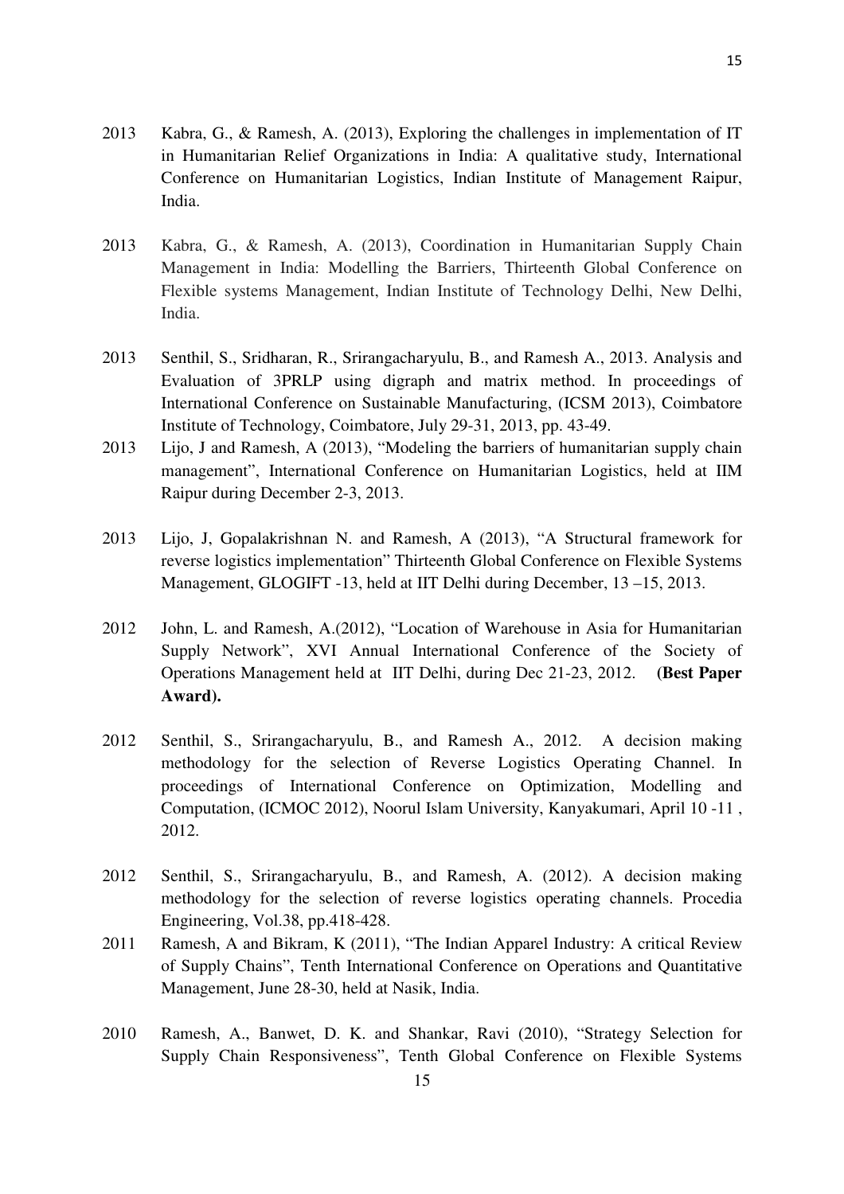2013 Kabra, G., & Ramesh, A. (2013), Exploring the challenges in implementation of IT in Humanitarian Relief Organizations in India: A qualitative study, International Conference on Humanitarian Logistics, Indian Institute of Management Raipur, India.

2013 Kabra, G., & Ramesh, A. (2013), Coordination in Humanitarian Supply Chain Management in India: Modelling the Barriers, Thirteenth Global Conference on Flexible systems Management, Indian Institute of Technology Delhi, New Delhi, India.

2013 Senthil, S., Sridharan, R., Srirangacharyulu, B., and Ramesh A., 2013. Analysis and Evaluation of 3PRLP using digraph and matrix method. In proceedings of International Conference on Sustainable Manufacturing, (ICSM 2013), Coimbatore Institute of Technology, Coimbatore, July 29-31, 2013, pp. 43-49.

2013 Lijo, J and Ramesh, A (2013), "Modeling the barriers of humanitarian supply chain management", International Conference on Humanitarian Logistics, held at IIM Raipur during December 2-3, 2013.

2013 Lijo, J, Gopalakrishnan N. and Ramesh, A (2013), "A Structural framework for reverse logistics implementation" Thirteenth Global Conference on Flexible Systems Management, GLOGIFT -13, held at IIT Delhi during December, 13 –15, 2013.

2012 John, L. and Ramesh, A.(2012), "Location of Warehouse in Asia for Humanitarian Supply Network", XVI Annual International Conference of the Society of Operations Management held at IIT Delhi, during Dec 21-23, 2012. **(Best Paper Award).**

2012 Senthil, S., Srirangacharyulu, B., and Ramesh A., 2012. A decision making methodology for the selection of Reverse Logistics Operating Channel. In proceedings of International Conference on Optimization, Modelling and Computation, (ICMOC 2012), Noorul Islam University, Kanyakumari, April 10 -11 , 2012.

2012 Senthil, S., Srirangacharyulu, B., and Ramesh, A. (2012). A decision making methodology for the selection of reverse logistics operating channels. Procedia Engineering, Vol.38, pp.418-428.

2011 Ramesh, A and Bikram, K (2011), "The Indian Apparel Industry: A critical Review of Supply Chains", Tenth International Conference on Operations and Quantitative Management, June 28-30, held at Nasik, India.

2010 Ramesh, A., Banwet, D. K. and Shankar, Ravi (2010), "Strategy Selection for Supply Chain Responsiveness", Tenth Global Conference on Flexible Systems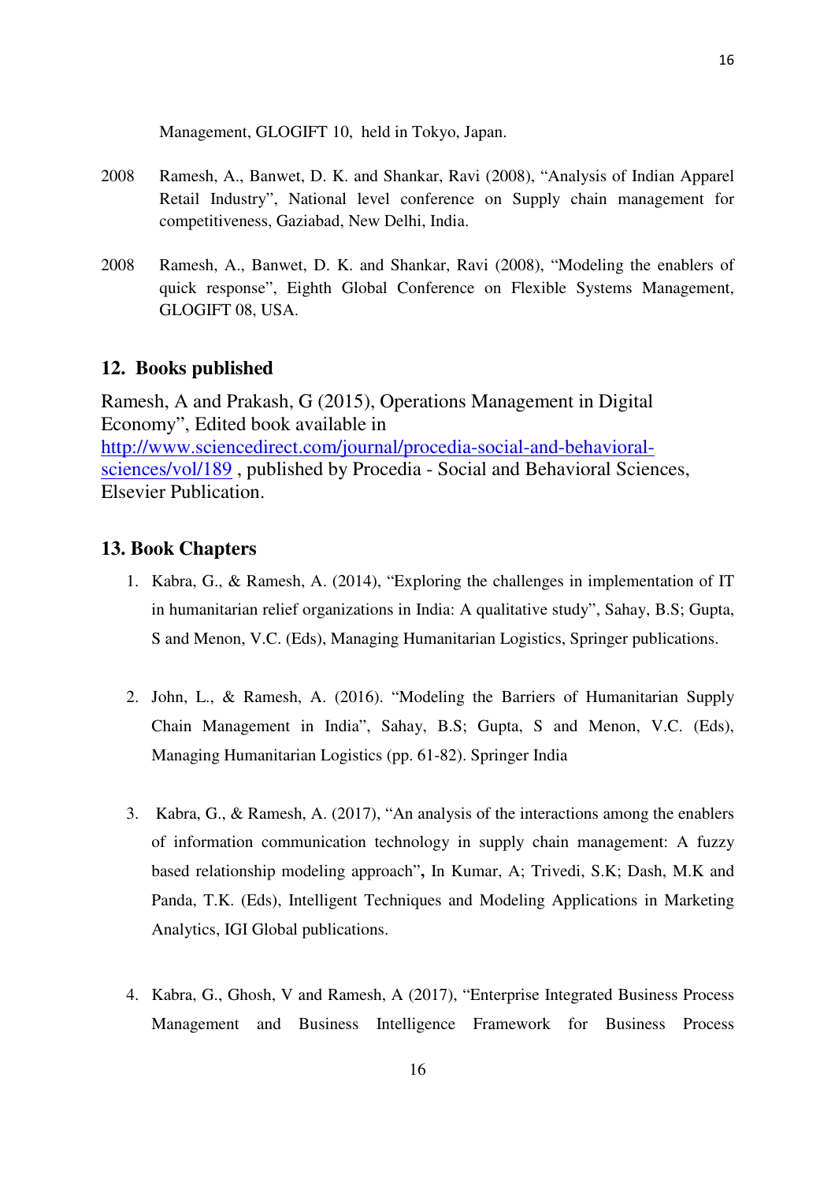Management, GLOGIFT 10, held in Tokyo, Japan.

2008 Ramesh, A., Banwet, D. K. and Shankar, Ravi (2008), “Analysis of Indian Apparel Retail Industry”, National level conference on Supply chain management for competitiveness, Gaziabad, New Delhi, India.

2008 Ramesh, A., Banwet, D. K. and Shankar, Ravi (2008), “Modeling the enablers of quick response”, Eighth Global Conference on Flexible Systems Management, GLOGIFT 08, USA.

## 12. Books published

Ramesh, A and Prakash, G (2015), Operations Management in Digital Economy”, Edited book available in [http://www.sciencedirect.com/journal/procedia-social-and-behavioral-sciences/vol/189](http://www.sciencedirect.com/journal/procedia-social-and-behavioral-sciences/vol/189) , published by Procedia - Social and Behavioral Sciences, Elsevier Publication.

## 13. Book Chapters

1. Kabra, G., & Ramesh, A. (2014), “Exploring the challenges in implementation of IT in humanitarian relief organizations in India: A qualitative study”, Sahay, B.S; Gupta, S and Menon, V.C. (Eds), Managing Humanitarian Logistics, Springer publications.

2. John, L., & Ramesh, A. (2016). “Modeling the Barriers of Humanitarian Supply Chain Management in India”, Sahay, B.S; Gupta, S and Menon, V.C. (Eds), Managing Humanitarian Logistics (pp. 61-82). Springer India

3. Kabra, G., & Ramesh, A. (2017), “An analysis of the interactions among the enablers of information communication technology in supply chain management: A fuzzy based relationship modeling approach”**,** In Kumar, A; Trivedi, S.K; Dash, M.K and Panda, T.K. (Eds), Intelligent Techniques and Modeling Applications in Marketing Analytics, IGI Global publications.

4. Kabra, G., Ghosh, V and Ramesh, A (2017), “Enterprise Integrated Business Process Management and Business Intelligence Framework for Business Process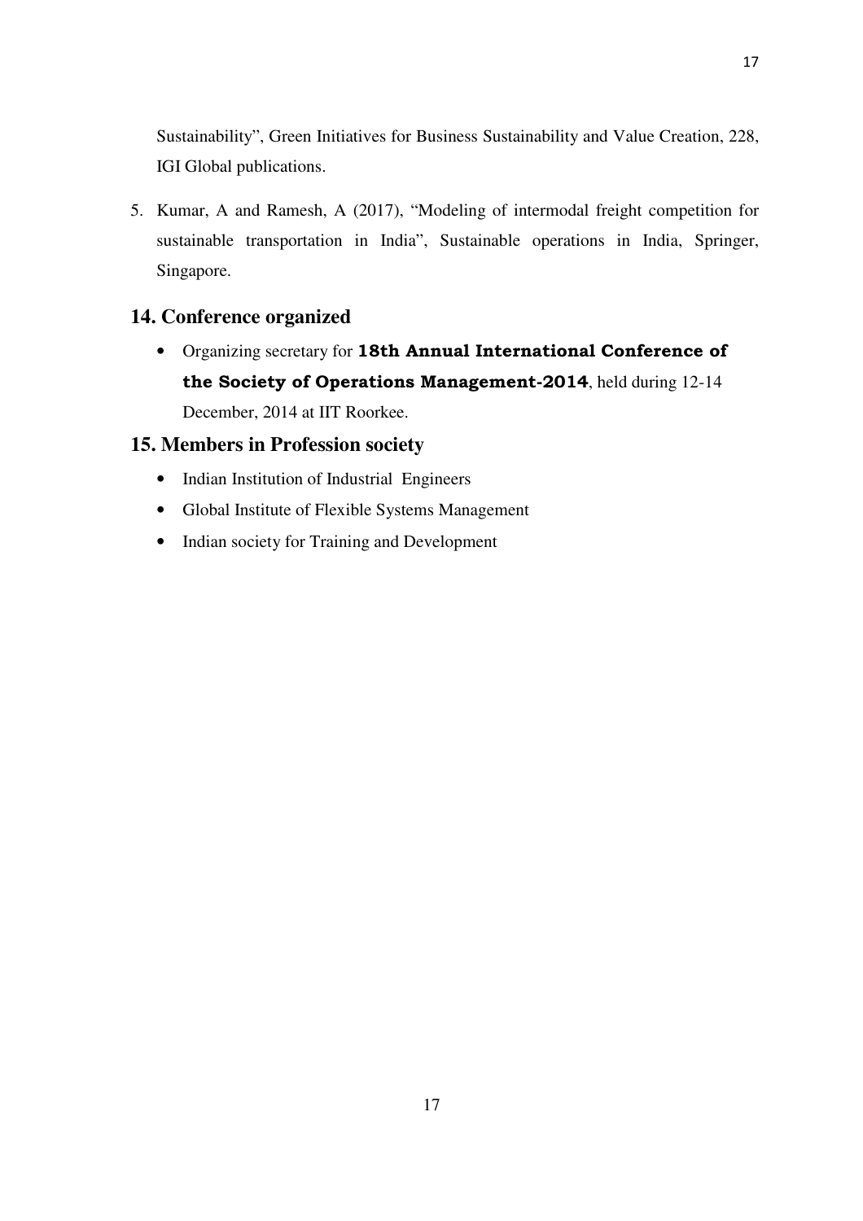Sustainability", Green Initiatives for Business Sustainability and Value Creation, 228, IGI Global publications.

5. Kumar, A and Ramesh, A (2017), "Modeling of intermodal freight competition for sustainable transportation in India", Sustainable operations in India, Springer, Singapore.

## 14. Conference organized

- Organizing secretary for **18th Annual International Conference of the Society of Operations Management-2014**, held during 12-14 December, 2014 at IIT Roorkee.

## 15. Members in Profession society

- Indian Institution of Industrial Engineers
- Global Institute of Flexible Systems Management
- Indian society for Training and Development